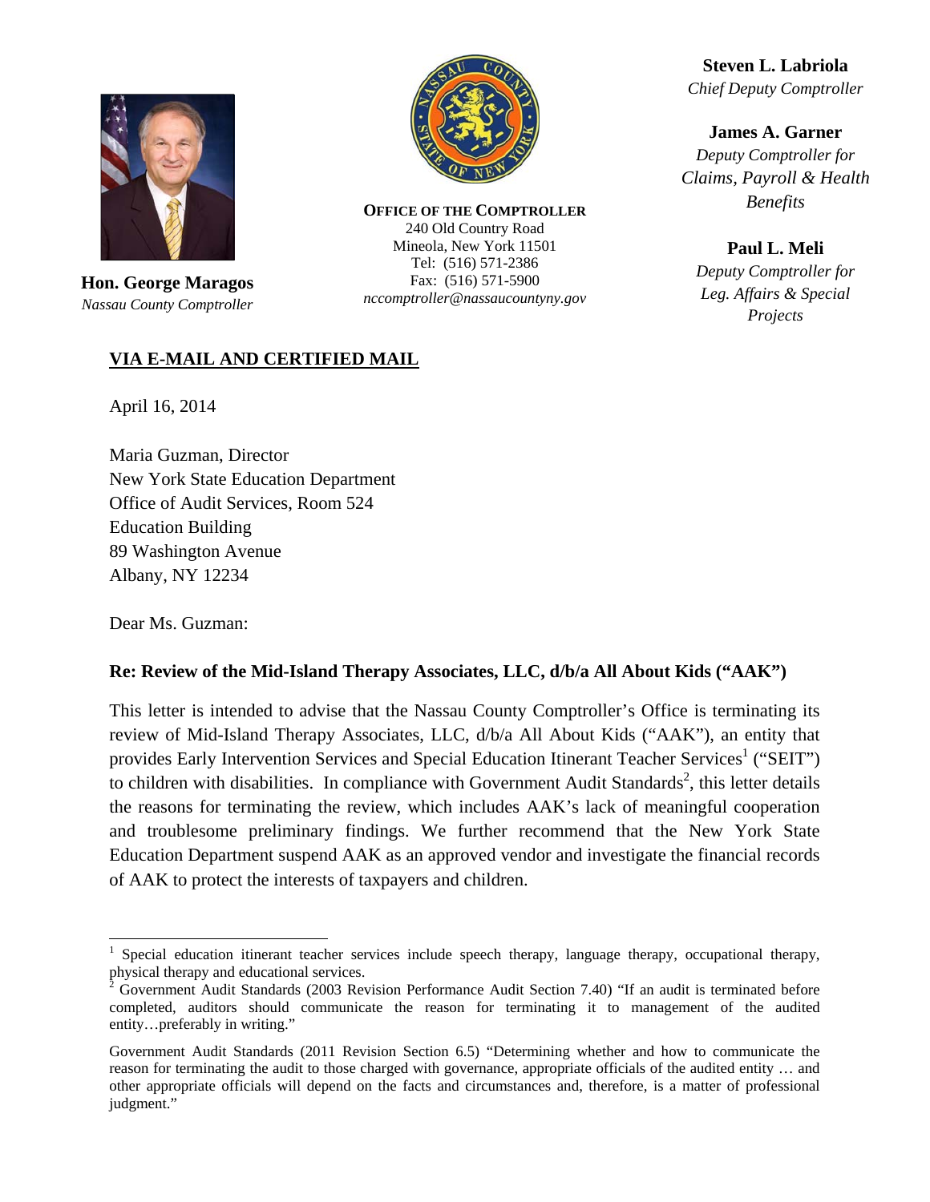**Hon. George Maragos**
*Nassau County Comptroller*

**OFFICE OF THE COMPTROLLER**
240 Old Country Road
Mineola, New York 11501
Tel: (516) 571-2386
Fax: (516) 571-5900
*nccomptroller@nassaucountyny.gov*

**Steven L. Labriola**
*Chief Deputy Comptroller*

**James A. Garner**
*Deputy Comptroller for Claims, Payroll & Health Benefits*

**Paul L. Meli**
*Deputy Comptroller for Leg. Affairs & Special Projects*

**VIA E-MAIL AND CERTIFIED MAIL**

April 16, 2014

Maria Guzman, Director
New York State Education Department
Office of Audit Services, Room 524
Education Building
89 Washington Avenue
Albany, NY 12234

Dear Ms. Guzman:

**Re: Review of the Mid-Island Therapy Associates, LLC, d/b/a All About Kids ("AAK")**

This letter is intended to advise that the Nassau County Comptroller's Office is terminating its review of Mid-Island Therapy Associates, LLC, d/b/a All About Kids ("AAK"), an entity that provides Early Intervention Services and Special Education Itinerant Teacher Services[1] ("SEIT") to children with disabilities. In compliance with Government Audit Standards[2], this letter details the reasons for terminating the review, which includes AAK's lack of meaningful cooperation and troublesome preliminary findings. We further recommend that the New York State Education Department suspend AAK as an approved vendor and investigate the financial records of AAK to protect the interests of taxpayers and children.

---

[1] Special education itinerant teacher services include speech therapy, language therapy, occupational therapy, physical therapy and educational services.

[2] Government Audit Standards (2003 Revision Performance Audit Section 7.40) "If an audit is terminated before completed, auditors should communicate the reason for terminating it to management of the audited entity…preferably in writing."

Government Audit Standards (2011 Revision Section 6.5) "Determining whether and how to communicate the reason for terminating the audit to those charged with governance, appropriate officials of the audited entity … and other appropriate officials will depend on the facts and circumstances and, therefore, is a matter of professional judgment."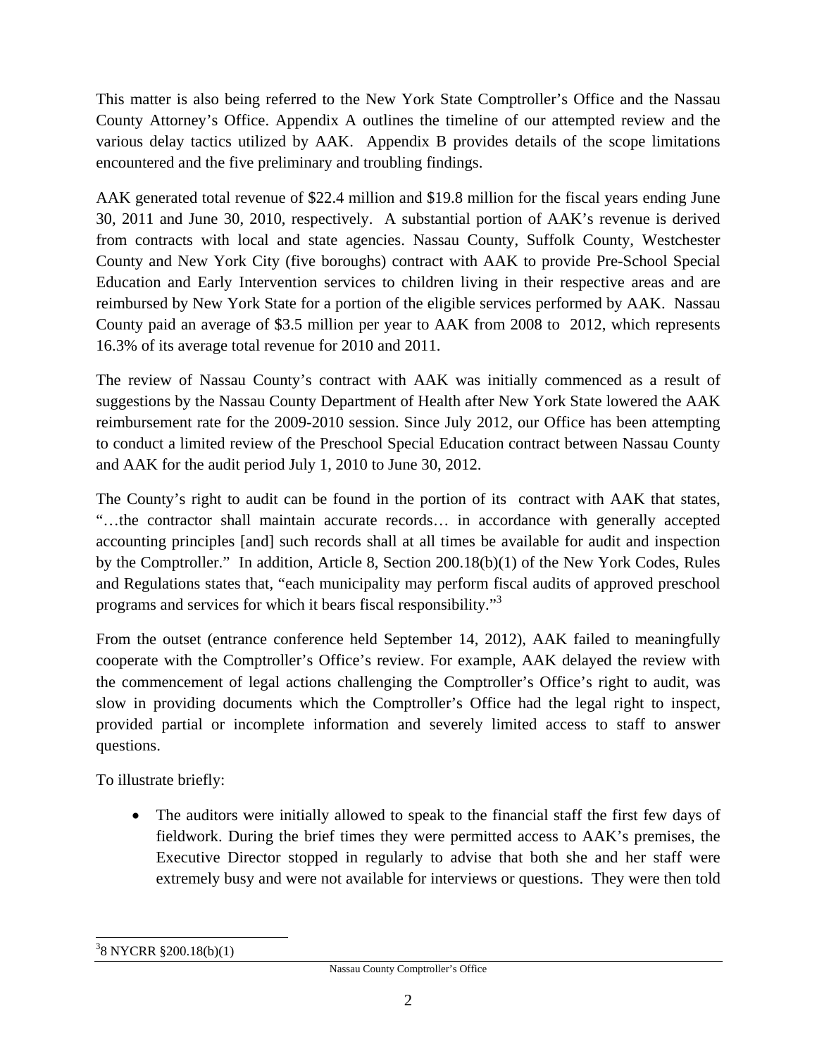This matter is also being referred to the New York State Comptroller's Office and the Nassau County Attorney's Office. Appendix A outlines the timeline of our attempted review and the various delay tactics utilized by AAK. Appendix B provides details of the scope limitations encountered and the five preliminary and troubling findings.

AAK generated total revenue of $22.4 million and $19.8 million for the fiscal years ending June 30, 2011 and June 30, 2010, respectively. A substantial portion of AAK's revenue is derived from contracts with local and state agencies. Nassau County, Suffolk County, Westchester County and New York City (five boroughs) contract with AAK to provide Pre-School Special Education and Early Intervention services to children living in their respective areas and are reimbursed by New York State for a portion of the eligible services performed by AAK. Nassau County paid an average of $3.5 million per year to AAK from 2008 to 2012, which represents 16.3% of its average total revenue for 2010 and 2011.

The review of Nassau County's contract with AAK was initially commenced as a result of suggestions by the Nassau County Department of Health after New York State lowered the AAK reimbursement rate for the 2009-2010 session. Since July 2012, our Office has been attempting to conduct a limited review of the Preschool Special Education contract between Nassau County and AAK for the audit period July 1, 2010 to June 30, 2012.

The County's right to audit can be found in the portion of its contract with AAK that states, "…the contractor shall maintain accurate records… in accordance with generally accepted accounting principles [and] such records shall at all times be available for audit and inspection by the Comptroller." In addition, Article 8, Section 200.18(b)(1) of the New York Codes, Rules and Regulations states that, "each municipality may perform fiscal audits of approved preschool programs and services for which it bears fiscal responsibility."[3]

From the outset (entrance conference held September 14, 2012), AAK failed to meaningfully cooperate with the Comptroller's Office's review. For example, AAK delayed the review with the commencement of legal actions challenging the Comptroller's Office's right to audit, was slow in providing documents which the Comptroller's Office had the legal right to inspect, provided partial or incomplete information and severely limited access to staff to answer questions.

To illustrate briefly:

- The auditors were initially allowed to speak to the financial staff the first few days of fieldwork. During the brief times they were permitted access to AAK's premises, the Executive Director stopped in regularly to advise that both she and her staff were extremely busy and were not available for interviews or questions. They were then told

---

[3] 8 NYCRR §200.18(b)(1)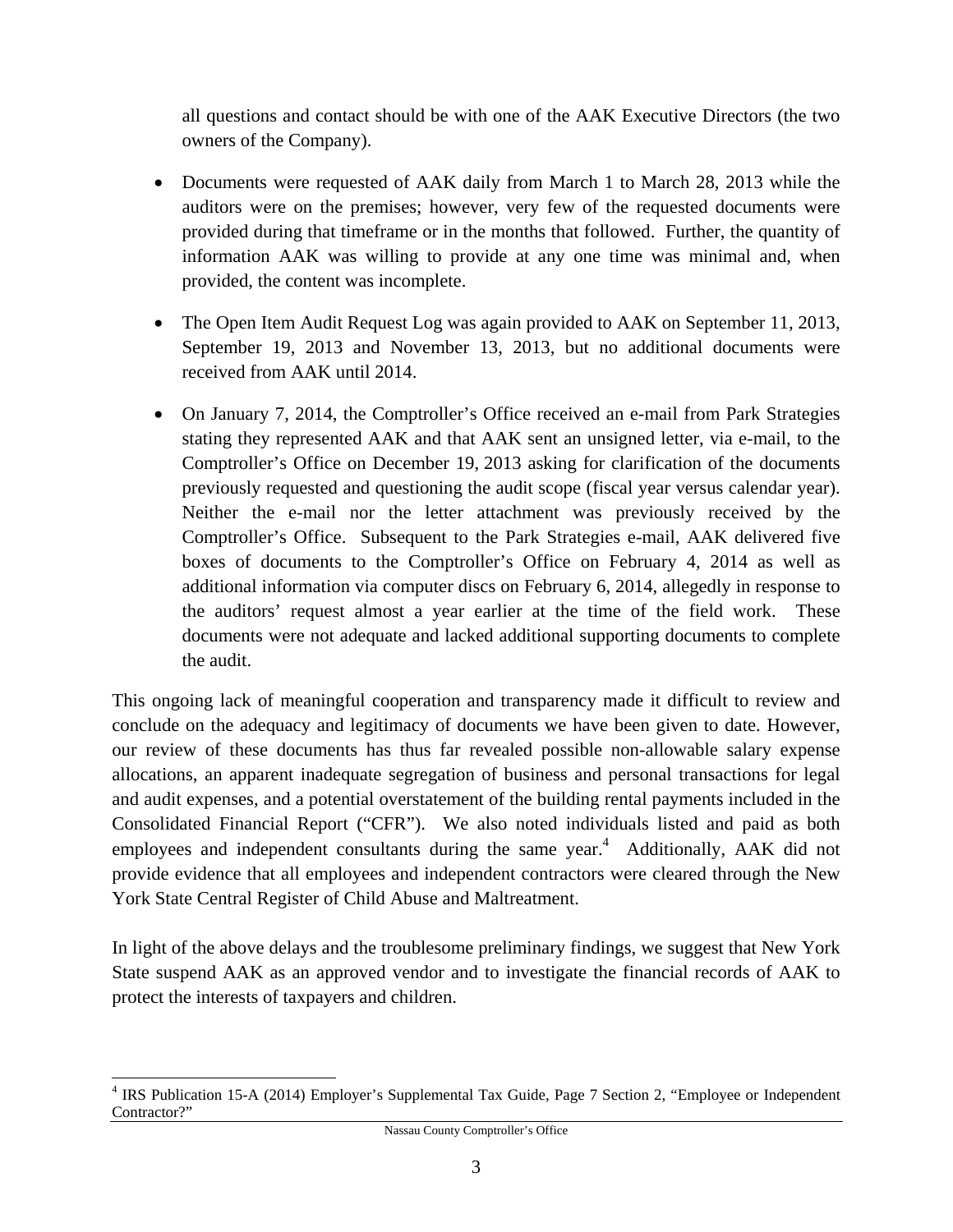all questions and contact should be with one of the AAK Executive Directors (the two owners of the Company).

- Documents were requested of AAK daily from March 1 to March 28, 2013 while the auditors were on the premises; however, very few of the requested documents were provided during that timeframe or in the months that followed. Further, the quantity of information AAK was willing to provide at any one time was minimal and, when provided, the content was incomplete.
- The Open Item Audit Request Log was again provided to AAK on September 11, 2013, September 19, 2013 and November 13, 2013, but no additional documents were received from AAK until 2014.
- On January 7, 2014, the Comptroller's Office received an e-mail from Park Strategies stating they represented AAK and that AAK sent an unsigned letter, via e-mail, to the Comptroller's Office on December 19, 2013 asking for clarification of the documents previously requested and questioning the audit scope (fiscal year versus calendar year). Neither the e-mail nor the letter attachment was previously received by the Comptroller's Office. Subsequent to the Park Strategies e-mail, AAK delivered five boxes of documents to the Comptroller's Office on February 4, 2014 as well as additional information via computer discs on February 6, 2014, allegedly in response to the auditors' request almost a year earlier at the time of the field work. These documents were not adequate and lacked additional supporting documents to complete the audit.

This ongoing lack of meaningful cooperation and transparency made it difficult to review and conclude on the adequacy and legitimacy of documents we have been given to date. However, our review of these documents has thus far revealed possible non-allowable salary expense allocations, an apparent inadequate segregation of business and personal transactions for legal and audit expenses, and a potential overstatement of the building rental payments included in the Consolidated Financial Report ("CFR"). We also noted individuals listed and paid as both employees and independent consultants during the same year.[4] Additionally, AAK did not provide evidence that all employees and independent contractors were cleared through the New York State Central Register of Child Abuse and Maltreatment.

In light of the above delays and the troublesome preliminary findings, we suggest that New York State suspend AAK as an approved vendor and to investigate the financial records of AAK to protect the interests of taxpayers and children.

[4] IRS Publication 15-A (2014) Employer's Supplemental Tax Guide, Page 7 Section 2, "Employee or Independent Contractor?"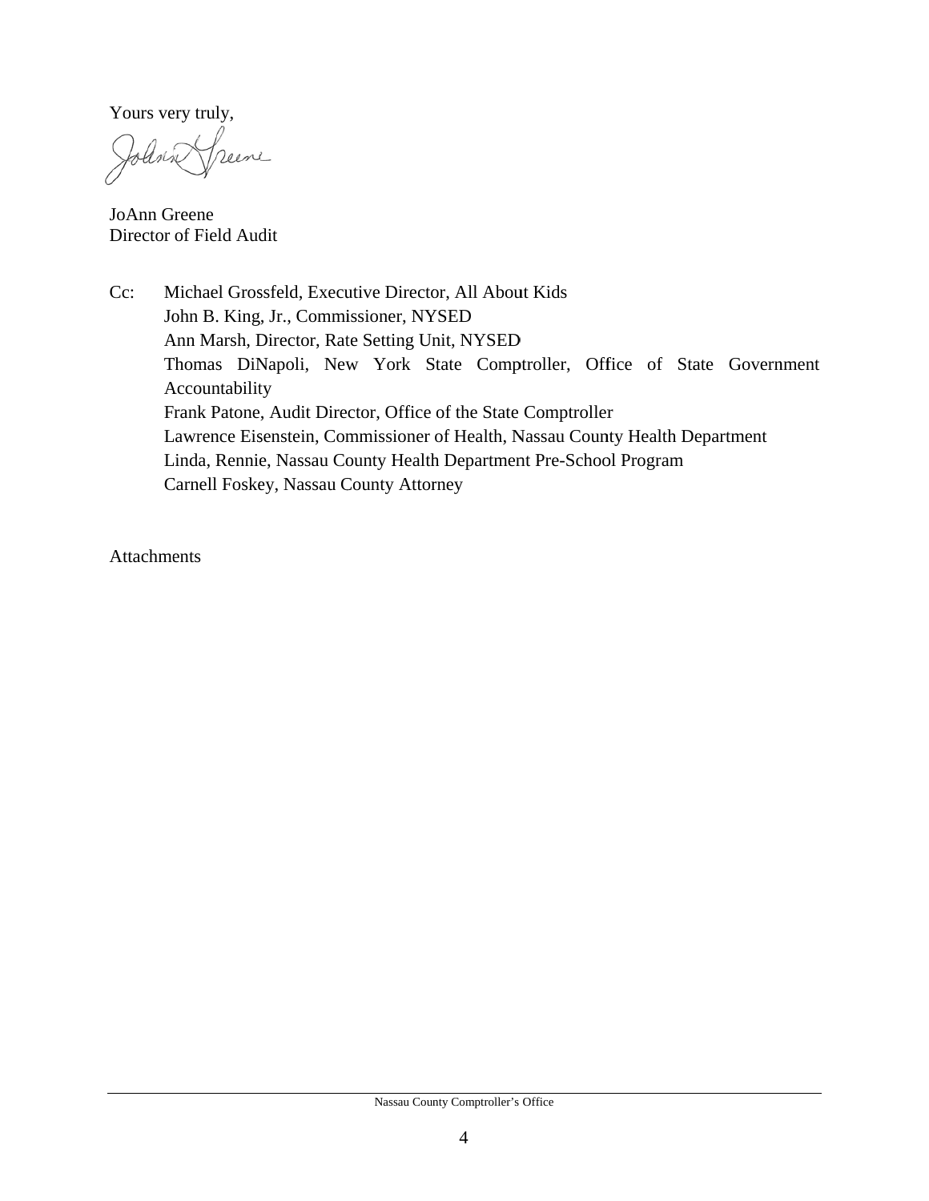Yours very truly,

JoAnn Greene
Director of Field Audit

Cc: Michael Grossfeld, Executive Director, All About Kids
John B. King, Jr., Commissioner, NYSED
Ann Marsh, Director, Rate Setting Unit, NYSED
Thomas DiNapoli, New York State Comptroller, Office of State Government Accountability
Frank Patone, Audit Director, Office of the State Comptroller
Lawrence Eisenstein, Commissioner of Health, Nassau County Health Department
Linda, Rennie, Nassau County Health Department Pre-School Program
Carnell Foskey, Nassau County Attorney

Attachments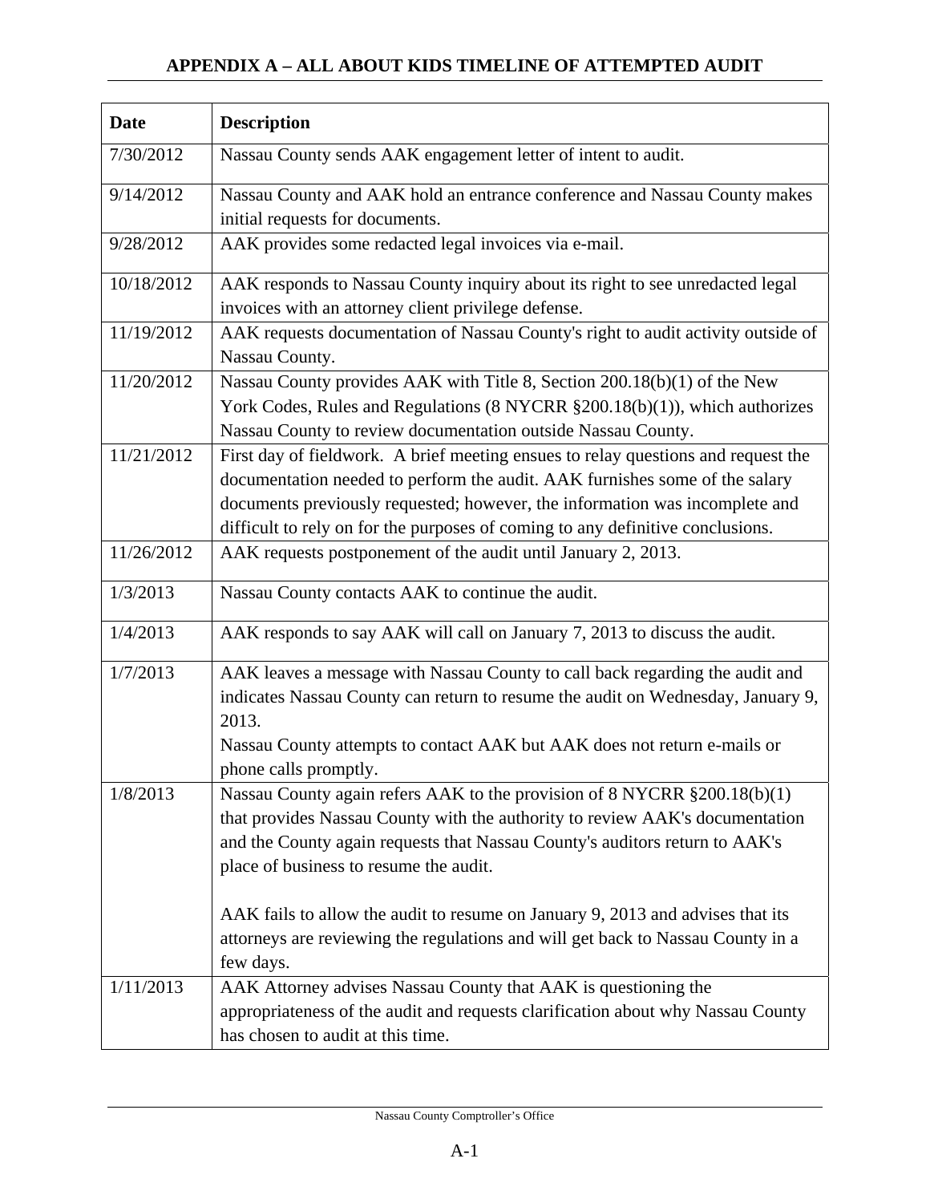## APPENDIX A – ALL ABOUT KIDS TIMELINE OF ATTEMPTED AUDIT

| Date | Description |
|---|---|
| 7/30/2012 | Nassau County sends AAK engagement letter of intent to audit. |
| 9/14/2012 | Nassau County and AAK hold an entrance conference and Nassau County makes initial requests for documents. |
| 9/28/2012 | AAK provides some redacted legal invoices via e-mail. |
| 10/18/2012 | AAK responds to Nassau County inquiry about its right to see unredacted legal invoices with an attorney client privilege defense. |
| 11/19/2012 | AAK requests documentation of Nassau County's right to audit activity outside of Nassau County. |
| 11/20/2012 | Nassau County provides AAK with Title 8, Section 200.18(b)(1) of the New York Codes, Rules and Regulations (8 NYCRR §200.18(b)(1)), which authorizes Nassau County to review documentation outside Nassau County. |
| 11/21/2012 | First day of fieldwork. A brief meeting ensues to relay questions and request the documentation needed to perform the audit. AAK furnishes some of the salary documents previously requested; however, the information was incomplete and difficult to rely on for the purposes of coming to any definitive conclusions. |
| 11/26/2012 | AAK requests postponement of the audit until January 2, 2013. |
| 1/3/2013 | Nassau County contacts AAK to continue the audit. |
| 1/4/2013 | AAK responds to say AAK will call on January 7, 2013 to discuss the audit. |
| 1/7/2013 | AAK leaves a message with Nassau County to call back regarding the audit and indicates Nassau County can return to resume the audit on Wednesday, January 9, 2013.<br>Nassau County attempts to contact AAK but AAK does not return e-mails or phone calls promptly. |
| 1/8/2013 | Nassau County again refers AAK to the provision of 8 NYCRR §200.18(b)(1) that provides Nassau County with the authority to review AAK's documentation and the County again requests that Nassau County's auditors return to AAK's place of business to resume the audit.<br><br>AAK fails to allow the audit to resume on January 9, 2013 and advises that its attorneys are reviewing the regulations and will get back to Nassau County in a few days. |
| 1/11/2013 | AAK Attorney advises Nassau County that AAK is questioning the appropriateness of the audit and requests clarification about why Nassau County has chosen to audit at this time. |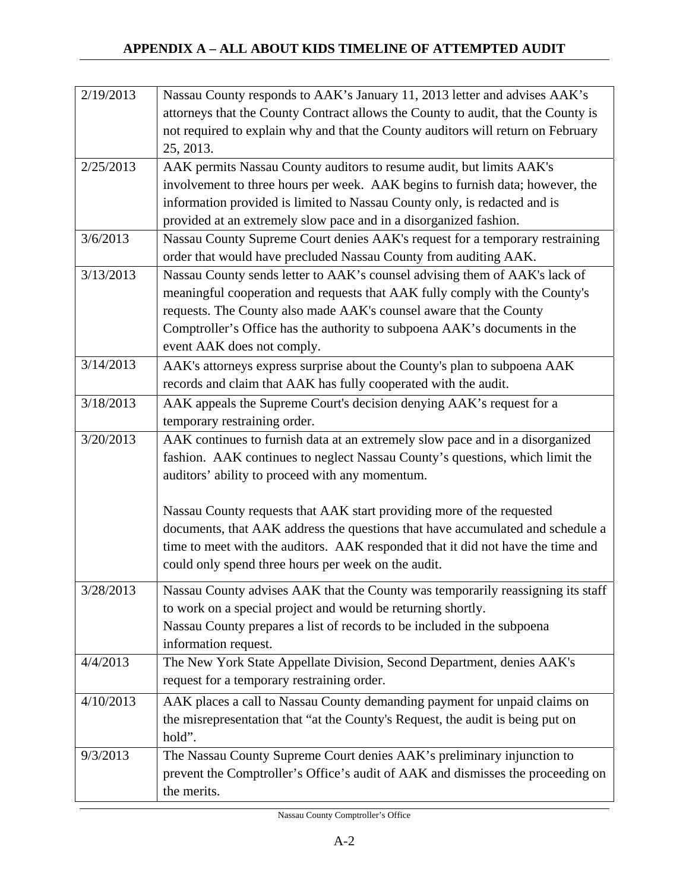## APPENDIX A – ALL ABOUT KIDS TIMELINE OF ATTEMPTED AUDIT

| | |
|---|---|
| 2/19/2013 | Nassau County responds to AAK's January 11, 2013 letter and advises AAK's attorneys that the County Contract allows the County to audit, that the County is not required to explain why and that the County auditors will return on February 25, 2013. |
| 2/25/2013 | AAK permits Nassau County auditors to resume audit, but limits AAK's involvement to three hours per week. AAK begins to furnish data; however, the information provided is limited to Nassau County only, is redacted and is provided at an extremely slow pace and in a disorganized fashion. |
| 3/6/2013 | Nassau County Supreme Court denies AAK's request for a temporary restraining order that would have precluded Nassau County from auditing AAK. |
| 3/13/2013 | Nassau County sends letter to AAK's counsel advising them of AAK's lack of meaningful cooperation and requests that AAK fully comply with the County's requests. The County also made AAK's counsel aware that the County Comptroller's Office has the authority to subpoena AAK's documents in the event AAK does not comply. |
| 3/14/2013 | AAK's attorneys express surprise about the County's plan to subpoena AAK records and claim that AAK has fully cooperated with the audit. |
| 3/18/2013 | AAK appeals the Supreme Court's decision denying AAK's request for a temporary restraining order. |
| 3/20/2013 | AAK continues to furnish data at an extremely slow pace and in a disorganized fashion. AAK continues to neglect Nassau County's questions, which limit the auditors' ability to proceed with any momentum.<br><br>Nassau County requests that AAK start providing more of the requested documents, that AAK address the questions that have accumulated and schedule a time to meet with the auditors. AAK responded that it did not have the time and could only spend three hours per week on the audit. |
| 3/28/2013 | Nassau County advises AAK that the County was temporarily reassigning its staff to work on a special project and would be returning shortly.<br>Nassau County prepares a list of records to be included in the subpoena information request. |
| 4/4/2013 | The New York State Appellate Division, Second Department, denies AAK's request for a temporary restraining order. |
| 4/10/2013 | AAK places a call to Nassau County demanding payment for unpaid claims on the misrepresentation that "at the County's Request, the audit is being put on hold". |
| 9/3/2013 | The Nassau County Supreme Court denies AAK's preliminary injunction to prevent the Comptroller's Office's audit of AAK and dismisses the proceeding on the merits. |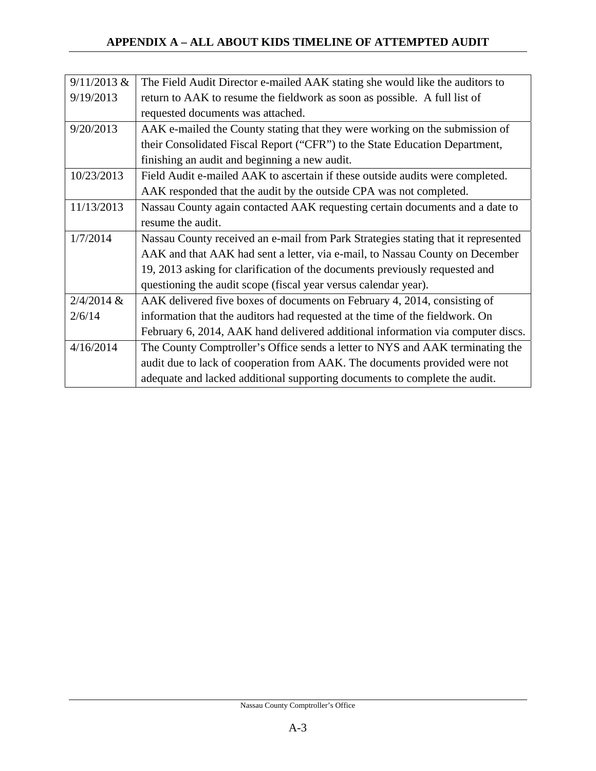# APPENDIX A – ALL ABOUT KIDS TIMELINE OF ATTEMPTED AUDIT

| | |
|---|---|
| 9/11/2013 & 9/19/2013 | The Field Audit Director e-mailed AAK stating she would like the auditors to return to AAK to resume the fieldwork as soon as possible. A full list of requested documents was attached. |
| 9/20/2013 | AAK e-mailed the County stating that they were working on the submission of their Consolidated Fiscal Report ("CFR") to the State Education Department, finishing an audit and beginning a new audit. |
| 10/23/2013 | Field Audit e-mailed AAK to ascertain if these outside audits were completed. AAK responded that the audit by the outside CPA was not completed. |
| 11/13/2013 | Nassau County again contacted AAK requesting certain documents and a date to resume the audit. |
| 1/7/2014 | Nassau County received an e-mail from Park Strategies stating that it represented AAK and that AAK had sent a letter, via e-mail, to Nassau County on December 19, 2013 asking for clarification of the documents previously requested and questioning the audit scope (fiscal year versus calendar year). |
| 2/4/2014 & 2/6/14 | AAK delivered five boxes of documents on February 4, 2014, consisting of information that the auditors had requested at the time of the fieldwork. On February 6, 2014, AAK hand delivered additional information via computer discs. |
| 4/16/2014 | The County Comptroller's Office sends a letter to NYS and AAK terminating the audit due to lack of cooperation from AAK. The documents provided were not adequate and lacked additional supporting documents to complete the audit. |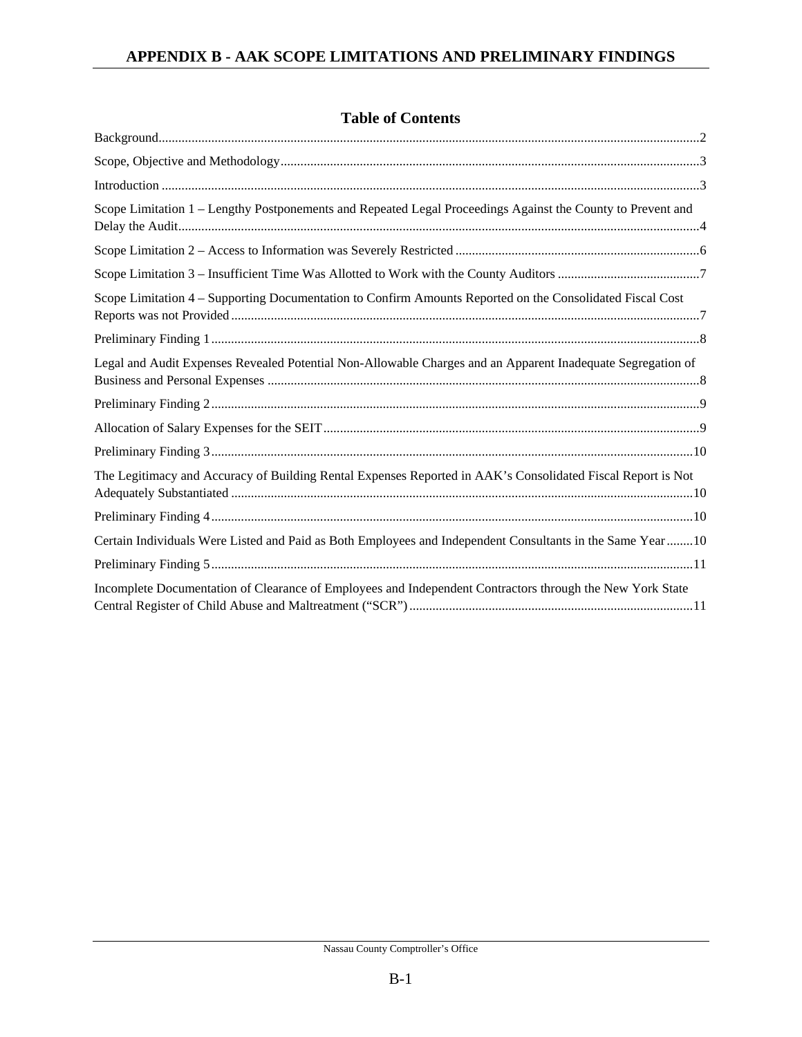# APPENDIX B - AAK SCOPE LIMITATIONS AND PRELIMINARY FINDINGS

## Table of Contents

Background....................2

Scope, Objective and Methodology....................3

Introduction....................3

Scope Limitation 1 – Lengthy Postponements and Repeated Legal Proceedings Against the County to Prevent and Delay the Audit....................4

Scope Limitation 2 – Access to Information was Severely Restricted....................6

Scope Limitation 3 – Insufficient Time Was Allotted to Work with the County Auditors....................7

Scope Limitation 4 – Supporting Documentation to Confirm Amounts Reported on the Consolidated Fiscal Cost Reports was not Provided....................7

Preliminary Finding 1....................8

Legal and Audit Expenses Revealed Potential Non-Allowable Charges and an Apparent Inadequate Segregation of Business and Personal Expenses....................8

Preliminary Finding 2....................9

Allocation of Salary Expenses for the SEIT....................9

Preliminary Finding 3....................10

The Legitimacy and Accuracy of Building Rental Expenses Reported in AAK's Consolidated Fiscal Report is Not Adequately Substantiated....................10

Preliminary Finding 4....................10

Certain Individuals Were Listed and Paid as Both Employees and Independent Consultants in the Same Year....................10

Preliminary Finding 5....................11

Incomplete Documentation of Clearance of Employees and Independent Contractors through the New York State Central Register of Child Abuse and Maltreatment ("SCR")....................11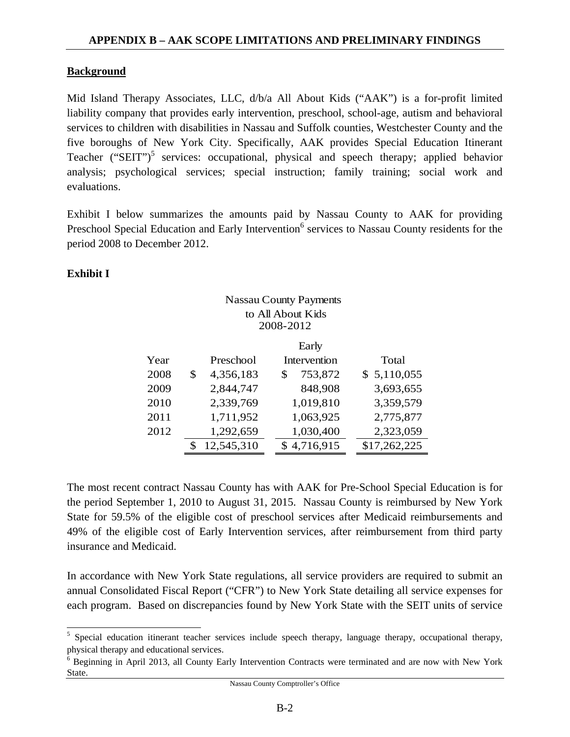## APPENDIX B – AAK SCOPE LIMITATIONS AND PRELIMINARY FINDINGS

**Background**

Mid Island Therapy Associates, LLC, d/b/a All About Kids ("AAK") is a for-profit limited liability company that provides early intervention, preschool, school-age, autism and behavioral services to children with disabilities in Nassau and Suffolk counties, Westchester County and the five boroughs of New York City. Specifically, AAK provides Special Education Itinerant Teacher ("SEIT")[5] services: occupational, physical and speech therapy; applied behavior analysis; psychological services; special instruction; family training; social work and evaluations.

Exhibit I below summarizes the amounts paid by Nassau County to AAK for providing Preschool Special Education and Early Intervention[6] services to Nassau County residents for the period 2008 to December 2012.

**Exhibit I**

Nassau County Payments
to All About Kids
2008-2012

| Year | Preschool | Early Intervention | Total |
|---|---|---|---|
| 2008 | $ 4,356,183 | $ 753,872 | $ 5,110,055 |
| 2009 | 2,844,747 | 848,908 | 3,693,655 |
| 2010 | 2,339,769 | 1,019,810 | 3,359,579 |
| 2011 | 1,711,952 | 1,063,925 | 2,775,877 |
| 2012 | 1,292,659 | 1,030,400 | 2,323,059 |
| | $ 12,545,310 | $ 4,716,915 | $17,262,225 |

The most recent contract Nassau County has with AAK for Pre-School Special Education is for the period September 1, 2010 to August 31, 2015. Nassau County is reimbursed by New York State for 59.5% of the eligible cost of preschool services after Medicaid reimbursements and 49% of the eligible cost of Early Intervention services, after reimbursement from third party insurance and Medicaid.

In accordance with New York State regulations, all service providers are required to submit an annual Consolidated Fiscal Report ("CFR") to New York State detailing all service expenses for each program. Based on discrepancies found by New York State with the SEIT units of service

[5] Special education itinerant teacher services include speech therapy, language therapy, occupational therapy, physical therapy and educational services.

[6] Beginning in April 2013, all County Early Intervention Contracts were terminated and are now with New York State.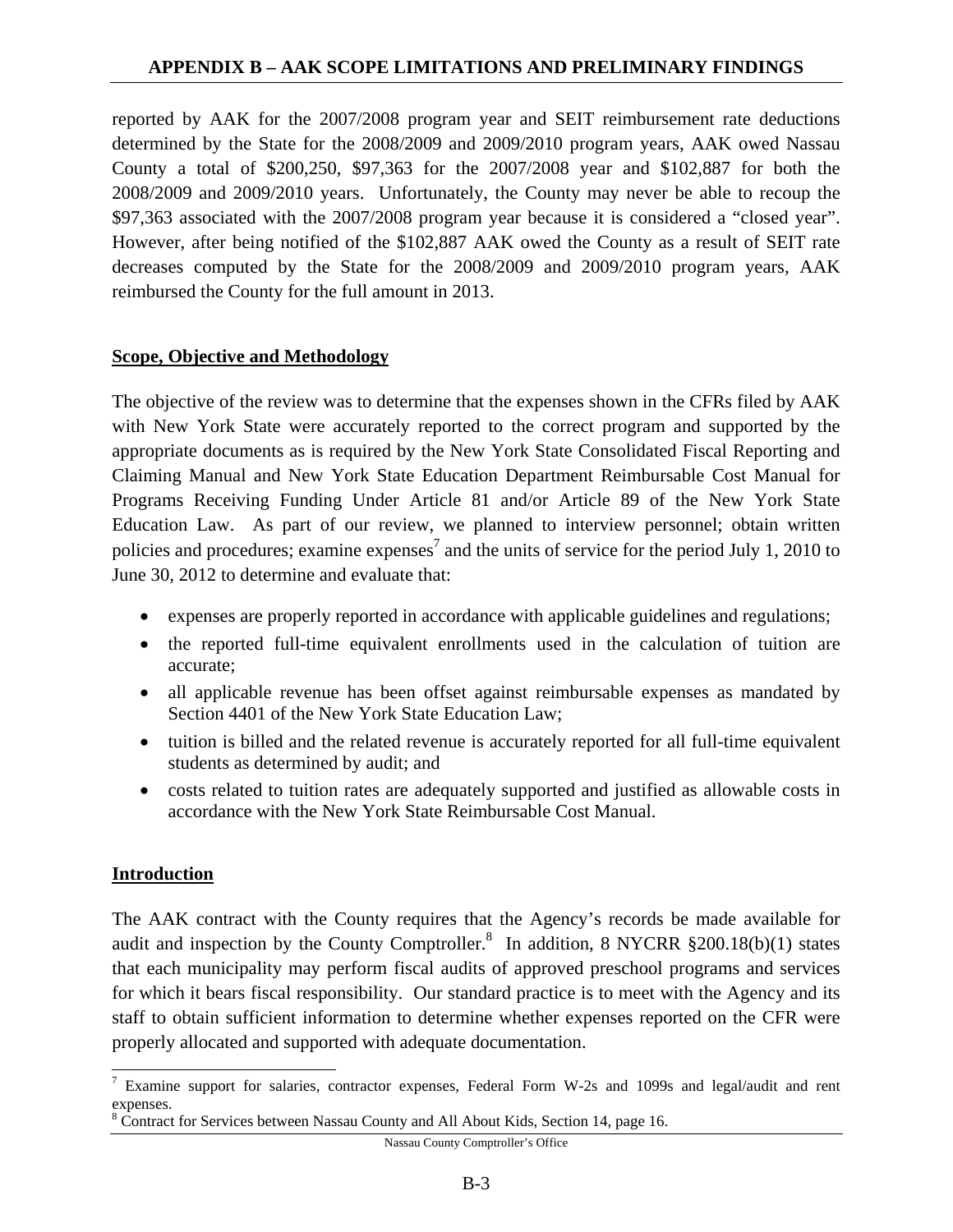reported by AAK for the 2007/2008 program year and SEIT reimbursement rate deductions determined by the State for the 2008/2009 and 2009/2010 program years, AAK owed Nassau County a total of \$200,250, \$97,363 for the 2007/2008 year and \$102,887 for both the 2008/2009 and 2009/2010 years. Unfortunately, the County may never be able to recoup the \$97,363 associated with the 2007/2008 program year because it is considered a "closed year". However, after being notified of the \$102,887 AAK owed the County as a result of SEIT rate decreases computed by the State for the 2008/2009 and 2009/2010 program years, AAK reimbursed the County for the full amount in 2013.

## Scope, Objective and Methodology

The objective of the review was to determine that the expenses shown in the CFRs filed by AAK with New York State were accurately reported to the correct program and supported by the appropriate documents as is required by the New York State Consolidated Fiscal Reporting and Claiming Manual and New York State Education Department Reimbursable Cost Manual for Programs Receiving Funding Under Article 81 and/or Article 89 of the New York State Education Law. As part of our review, we planned to interview personnel; obtain written policies and procedures; examine expenses[7] and the units of service for the period July 1, 2010 to June 30, 2012 to determine and evaluate that:

- expenses are properly reported in accordance with applicable guidelines and regulations;
- the reported full-time equivalent enrollments used in the calculation of tuition are accurate;
- all applicable revenue has been offset against reimbursable expenses as mandated by Section 4401 of the New York State Education Law;
- tuition is billed and the related revenue is accurately reported for all full-time equivalent students as determined by audit; and
- costs related to tuition rates are adequately supported and justified as allowable costs in accordance with the New York State Reimbursable Cost Manual.

## Introduction

The AAK contract with the County requires that the Agency's records be made available for audit and inspection by the County Comptroller.[8] In addition, 8 NYCRR §200.18(b)(1) states that each municipality may perform fiscal audits of approved preschool programs and services for which it bears fiscal responsibility. Our standard practice is to meet with the Agency and its staff to obtain sufficient information to determine whether expenses reported on the CFR were properly allocated and supported with adequate documentation.

---

[7] Examine support for salaries, contractor expenses, Federal Form W-2s and 1099s and legal/audit and rent expenses.

[8] Contract for Services between Nassau County and All About Kids, Section 14, page 16.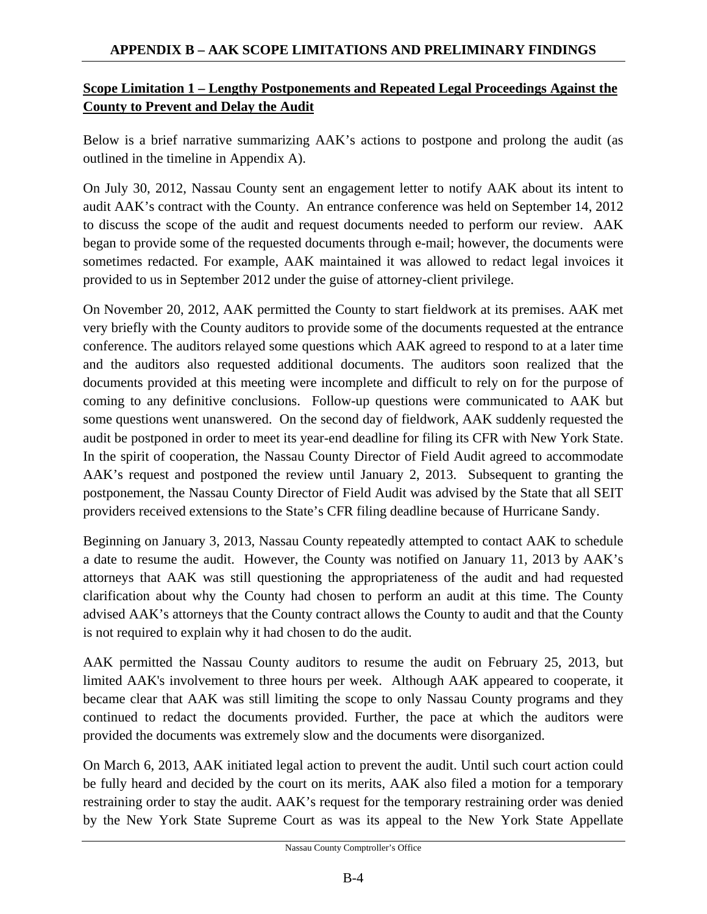## APPENDIX B – AAK SCOPE LIMITATIONS AND PRELIMINARY FINDINGS

**Scope Limitation 1 – Lengthy Postponements and Repeated Legal Proceedings Against the County to Prevent and Delay the Audit**

Below is a brief narrative summarizing AAK's actions to postpone and prolong the audit (as outlined in the timeline in Appendix A).

On July 30, 2012, Nassau County sent an engagement letter to notify AAK about its intent to audit AAK's contract with the County. An entrance conference was held on September 14, 2012 to discuss the scope of the audit and request documents needed to perform our review. AAK began to provide some of the requested documents through e-mail; however, the documents were sometimes redacted. For example, AAK maintained it was allowed to redact legal invoices it provided to us in September 2012 under the guise of attorney-client privilege.

On November 20, 2012, AAK permitted the County to start fieldwork at its premises. AAK met very briefly with the County auditors to provide some of the documents requested at the entrance conference. The auditors relayed some questions which AAK agreed to respond to at a later time and the auditors also requested additional documents. The auditors soon realized that the documents provided at this meeting were incomplete and difficult to rely on for the purpose of coming to any definitive conclusions. Follow-up questions were communicated to AAK but some questions went unanswered. On the second day of fieldwork, AAK suddenly requested the audit be postponed in order to meet its year-end deadline for filing its CFR with New York State. In the spirit of cooperation, the Nassau County Director of Field Audit agreed to accommodate AAK's request and postponed the review until January 2, 2013. Subsequent to granting the postponement, the Nassau County Director of Field Audit was advised by the State that all SEIT providers received extensions to the State's CFR filing deadline because of Hurricane Sandy.

Beginning on January 3, 2013, Nassau County repeatedly attempted to contact AAK to schedule a date to resume the audit. However, the County was notified on January 11, 2013 by AAK's attorneys that AAK was still questioning the appropriateness of the audit and had requested clarification about why the County had chosen to perform an audit at this time. The County advised AAK's attorneys that the County contract allows the County to audit and that the County is not required to explain why it had chosen to do the audit.

AAK permitted the Nassau County auditors to resume the audit on February 25, 2013, but limited AAK's involvement to three hours per week. Although AAK appeared to cooperate, it became clear that AAK was still limiting the scope to only Nassau County programs and they continued to redact the documents provided. Further, the pace at which the auditors were provided the documents was extremely slow and the documents were disorganized.

On March 6, 2013, AAK initiated legal action to prevent the audit. Until such court action could be fully heard and decided by the court on its merits, AAK also filed a motion for a temporary restraining order to stay the audit. AAK's request for the temporary restraining order was denied by the New York State Supreme Court as was its appeal to the New York State Appellate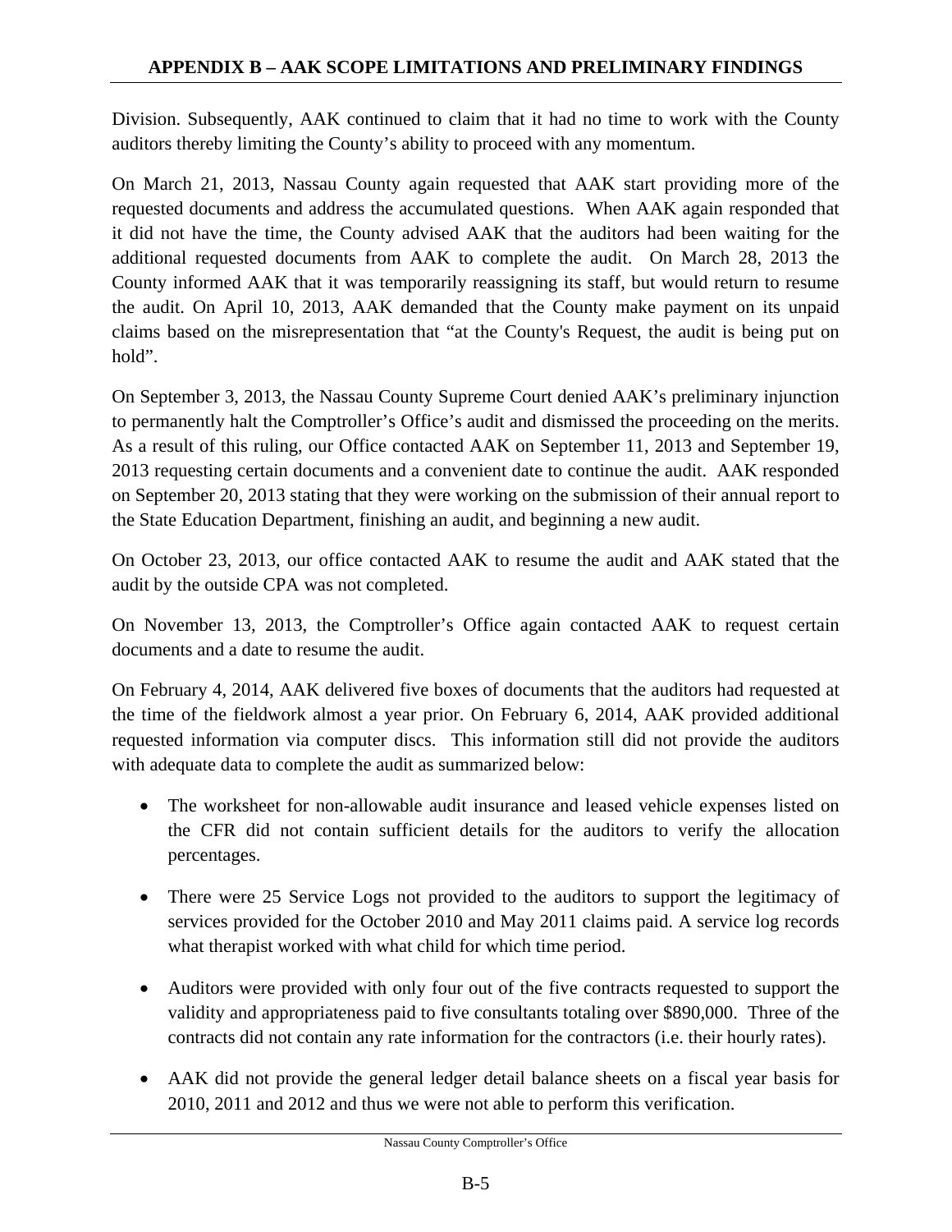Division. Subsequently, AAK continued to claim that it had no time to work with the County auditors thereby limiting the County's ability to proceed with any momentum.

On March 21, 2013, Nassau County again requested that AAK start providing more of the requested documents and address the accumulated questions. When AAK again responded that it did not have the time, the County advised AAK that the auditors had been waiting for the additional requested documents from AAK to complete the audit. On March 28, 2013 the County informed AAK that it was temporarily reassigning its staff, but would return to resume the audit. On April 10, 2013, AAK demanded that the County make payment on its unpaid claims based on the misrepresentation that "at the County's Request, the audit is being put on hold".

On September 3, 2013, the Nassau County Supreme Court denied AAK's preliminary injunction to permanently halt the Comptroller's Office's audit and dismissed the proceeding on the merits. As a result of this ruling, our Office contacted AAK on September 11, 2013 and September 19, 2013 requesting certain documents and a convenient date to continue the audit. AAK responded on September 20, 2013 stating that they were working on the submission of their annual report to the State Education Department, finishing an audit, and beginning a new audit.

On October 23, 2013, our office contacted AAK to resume the audit and AAK stated that the audit by the outside CPA was not completed.

On November 13, 2013, the Comptroller's Office again contacted AAK to request certain documents and a date to resume the audit.

On February 4, 2014, AAK delivered five boxes of documents that the auditors had requested at the time of the fieldwork almost a year prior. On February 6, 2014, AAK provided additional requested information via computer discs. This information still did not provide the auditors with adequate data to complete the audit as summarized below:

- The worksheet for non-allowable audit insurance and leased vehicle expenses listed on the CFR did not contain sufficient details for the auditors to verify the allocation percentages.
- There were 25 Service Logs not provided to the auditors to support the legitimacy of services provided for the October 2010 and May 2011 claims paid. A service log records what therapist worked with what child for which time period.
- Auditors were provided with only four out of the five contracts requested to support the validity and appropriateness paid to five consultants totaling over $890,000. Three of the contracts did not contain any rate information for the contractors (i.e. their hourly rates).
- AAK did not provide the general ledger detail balance sheets on a fiscal year basis for 2010, 2011 and 2012 and thus we were not able to perform this verification.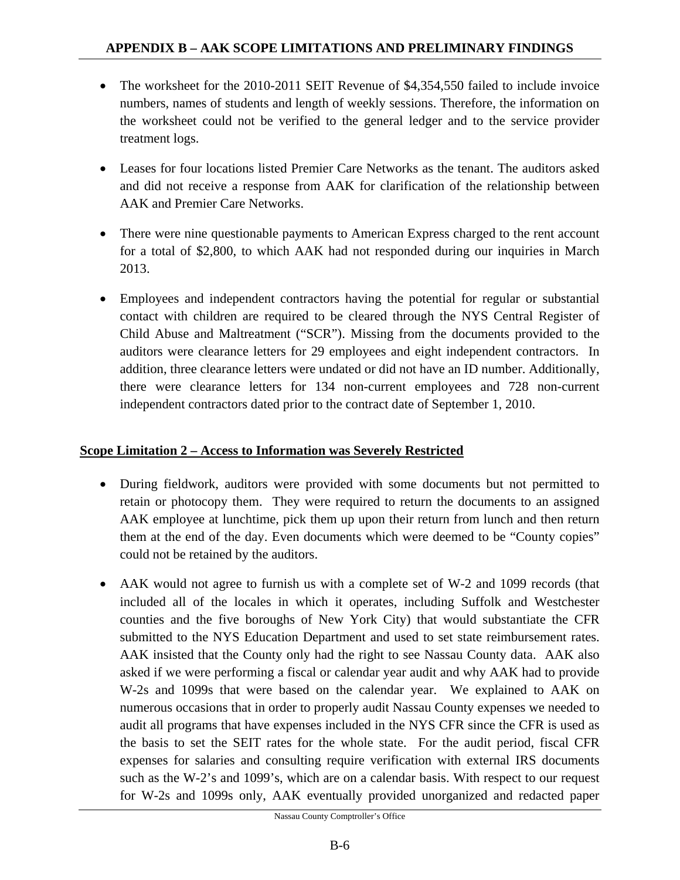- The worksheet for the 2010-2011 SEIT Revenue of $4,354,550 failed to include invoice numbers, names of students and length of weekly sessions. Therefore, the information on the worksheet could not be verified to the general ledger and to the service provider treatment logs.

- Leases for four locations listed Premier Care Networks as the tenant. The auditors asked and did not receive a response from AAK for clarification of the relationship between AAK and Premier Care Networks.

- There were nine questionable payments to American Express charged to the rent account for a total of $2,800, to which AAK had not responded during our inquiries in March 2013.

- Employees and independent contractors having the potential for regular or substantial contact with children are required to be cleared through the NYS Central Register of Child Abuse and Maltreatment ("SCR"). Missing from the documents provided to the auditors were clearance letters for 29 employees and eight independent contractors. In addition, three clearance letters were undated or did not have an ID number. Additionally, there were clearance letters for 134 non-current employees and 728 non-current independent contractors dated prior to the contract date of September 1, 2010.

**Scope Limitation 2 – Access to Information was Severely Restricted**

- During fieldwork, auditors were provided with some documents but not permitted to retain or photocopy them. They were required to return the documents to an assigned AAK employee at lunchtime, pick them up upon their return from lunch and then return them at the end of the day. Even documents which were deemed to be "County copies" could not be retained by the auditors.

- AAK would not agree to furnish us with a complete set of W-2 and 1099 records (that included all of the locales in which it operates, including Suffolk and Westchester counties and the five boroughs of New York City) that would substantiate the CFR submitted to the NYS Education Department and used to set state reimbursement rates. AAK insisted that the County only had the right to see Nassau County data. AAK also asked if we were performing a fiscal or calendar year audit and why AAK had to provide W-2s and 1099s that were based on the calendar year. We explained to AAK on numerous occasions that in order to properly audit Nassau County expenses we needed to audit all programs that have expenses included in the NYS CFR since the CFR is used as the basis to set the SEIT rates for the whole state. For the audit period, fiscal CFR expenses for salaries and consulting require verification with external IRS documents such as the W-2's and 1099's, which are on a calendar basis. With respect to our request for W-2s and 1099s only, AAK eventually provided unorganized and redacted paper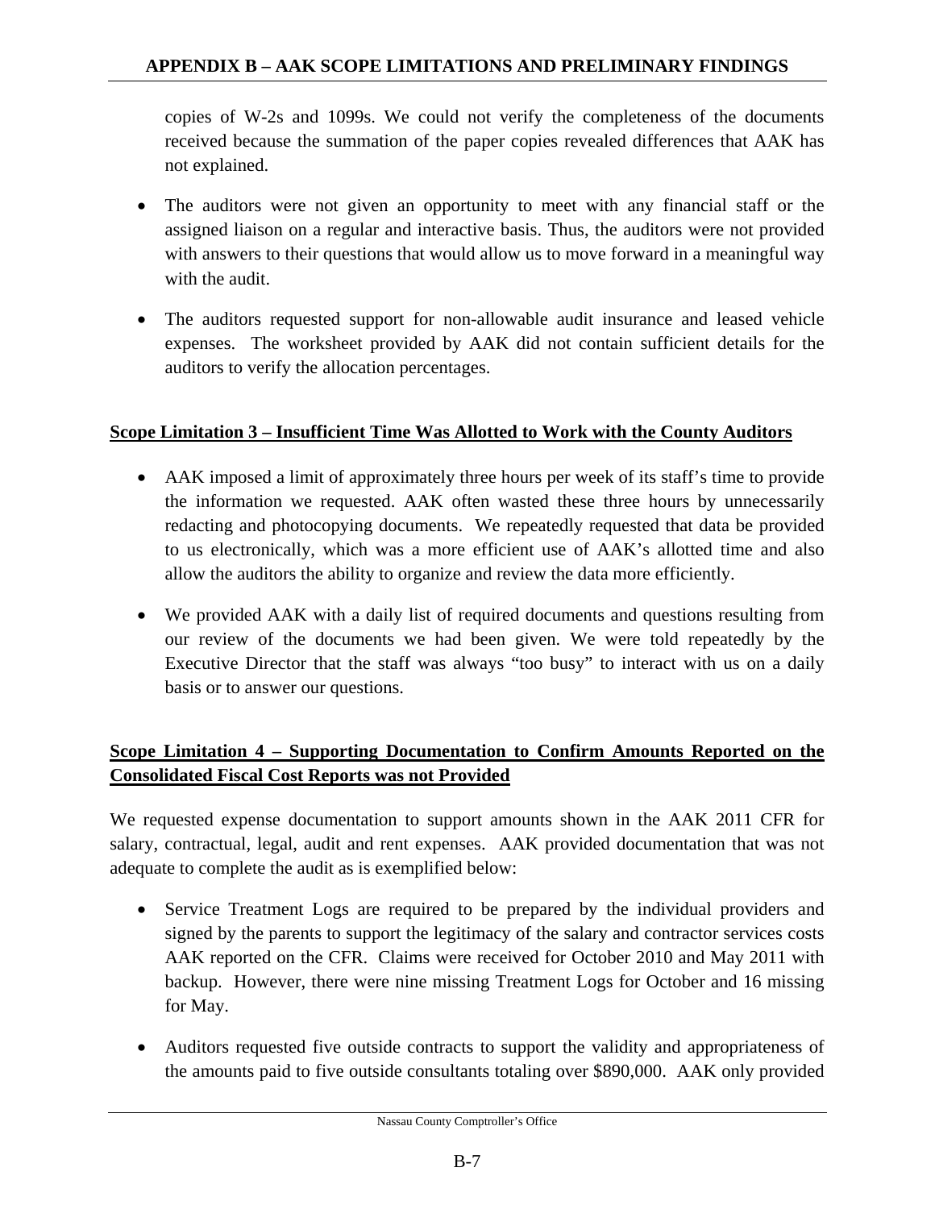copies of W-2s and 1099s. We could not verify the completeness of the documents received because the summation of the paper copies revealed differences that AAK has not explained.

- The auditors were not given an opportunity to meet with any financial staff or the assigned liaison on a regular and interactive basis. Thus, the auditors were not provided with answers to their questions that would allow us to move forward in a meaningful way with the audit.
- The auditors requested support for non-allowable audit insurance and leased vehicle expenses. The worksheet provided by AAK did not contain sufficient details for the auditors to verify the allocation percentages.

**<u>Scope Limitation 3 – Insufficient Time Was Allotted to Work with the County Auditors</u>**

- AAK imposed a limit of approximately three hours per week of its staff's time to provide the information we requested. AAK often wasted these three hours by unnecessarily redacting and photocopying documents. We repeatedly requested that data be provided to us electronically, which was a more efficient use of AAK's allotted time and also allow the auditors the ability to organize and review the data more efficiently.
- We provided AAK with a daily list of required documents and questions resulting from our review of the documents we had been given. We were told repeatedly by the Executive Director that the staff was always "too busy" to interact with us on a daily basis or to answer our questions.

**<u>Scope Limitation 4 – Supporting Documentation to Confirm Amounts Reported on the Consolidated Fiscal Cost Reports was not Provided</u>**

We requested expense documentation to support amounts shown in the AAK 2011 CFR for salary, contractual, legal, audit and rent expenses. AAK provided documentation that was not adequate to complete the audit as is exemplified below:

- Service Treatment Logs are required to be prepared by the individual providers and signed by the parents to support the legitimacy of the salary and contractor services costs AAK reported on the CFR. Claims were received for October 2010 and May 2011 with backup. However, there were nine missing Treatment Logs for October and 16 missing for May.
- Auditors requested five outside contracts to support the validity and appropriateness of the amounts paid to five outside consultants totaling over $890,000. AAK only provided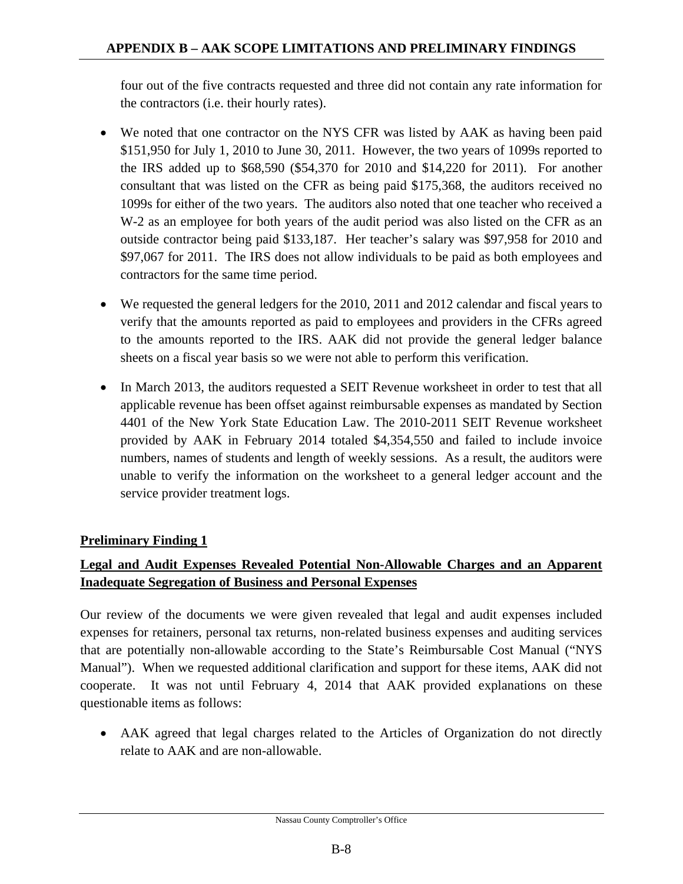four out of the five contracts requested and three did not contain any rate information for the contractors (i.e. their hourly rates).

- We noted that one contractor on the NYS CFR was listed by AAK as having been paid \$151,950 for July 1, 2010 to June 30, 2011. However, the two years of 1099s reported to the IRS added up to \$68,590 (\$54,370 for 2010 and \$14,220 for 2011). For another consultant that was listed on the CFR as being paid \$175,368, the auditors received no 1099s for either of the two years. The auditors also noted that one teacher who received a W-2 as an employee for both years of the audit period was also listed on the CFR as an outside contractor being paid \$133,187. Her teacher's salary was \$97,958 for 2010 and \$97,067 for 2011. The IRS does not allow individuals to be paid as both employees and contractors for the same time period.
- We requested the general ledgers for the 2010, 2011 and 2012 calendar and fiscal years to verify that the amounts reported as paid to employees and providers in the CFRs agreed to the amounts reported to the IRS. AAK did not provide the general ledger balance sheets on a fiscal year basis so we were not able to perform this verification.
- In March 2013, the auditors requested a SEIT Revenue worksheet in order to test that all applicable revenue has been offset against reimbursable expenses as mandated by Section 4401 of the New York State Education Law. The 2010-2011 SEIT Revenue worksheet provided by AAK in February 2014 totaled \$4,354,550 and failed to include invoice numbers, names of students and length of weekly sessions. As a result, the auditors were unable to verify the information on the worksheet to a general ledger account and the service provider treatment logs.

**Preliminary Finding 1**

**Legal and Audit Expenses Revealed Potential Non-Allowable Charges and an Apparent Inadequate Segregation of Business and Personal Expenses**

Our review of the documents we were given revealed that legal and audit expenses included expenses for retainers, personal tax returns, non-related business expenses and auditing services that are potentially non-allowable according to the State's Reimbursable Cost Manual ("NYS Manual"). When we requested additional clarification and support for these items, AAK did not cooperate. It was not until February 4, 2014 that AAK provided explanations on these questionable items as follows:

- AAK agreed that legal charges related to the Articles of Organization do not directly relate to AAK and are non-allowable.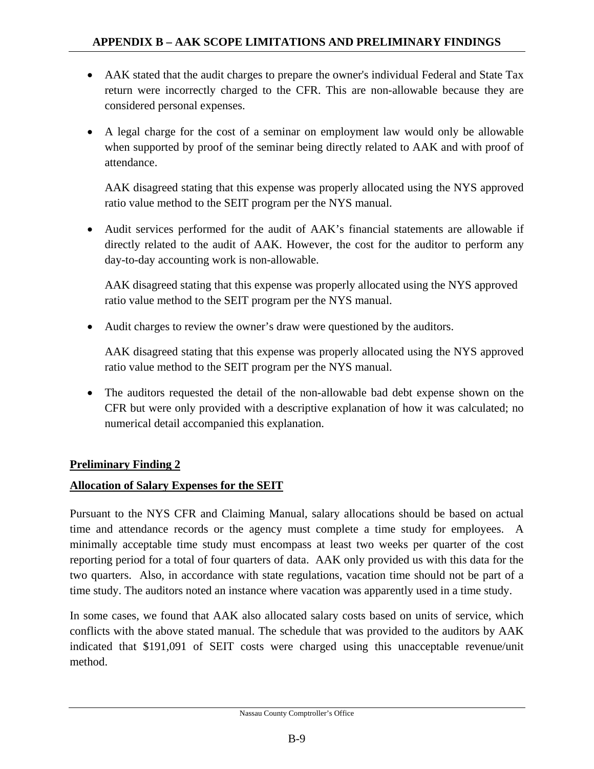- AAK stated that the audit charges to prepare the owner's individual Federal and State Tax return were incorrectly charged to the CFR. This are non-allowable because they are considered personal expenses.

- A legal charge for the cost of a seminar on employment law would only be allowable when supported by proof of the seminar being directly related to AAK and with proof of attendance.

  AAK disagreed stating that this expense was properly allocated using the NYS approved ratio value method to the SEIT program per the NYS manual.

- Audit services performed for the audit of AAK's financial statements are allowable if directly related to the audit of AAK. However, the cost for the auditor to perform any day-to-day accounting work is non-allowable.

  AAK disagreed stating that this expense was properly allocated using the NYS approved ratio value method to the SEIT program per the NYS manual.

- Audit charges to review the owner's draw were questioned by the auditors.

  AAK disagreed stating that this expense was properly allocated using the NYS approved ratio value method to the SEIT program per the NYS manual.

- The auditors requested the detail of the non-allowable bad debt expense shown on the CFR but were only provided with a descriptive explanation of how it was calculated; no numerical detail accompanied this explanation.

**Preliminary Finding 2**

**Allocation of Salary Expenses for the SEIT**

Pursuant to the NYS CFR and Claiming Manual, salary allocations should be based on actual time and attendance records or the agency must complete a time study for employees. A minimally acceptable time study must encompass at least two weeks per quarter of the cost reporting period for a total of four quarters of data. AAK only provided us with this data for the two quarters. Also, in accordance with state regulations, vacation time should not be part of a time study. The auditors noted an instance where vacation was apparently used in a time study.

In some cases, we found that AAK also allocated salary costs based on units of service, which conflicts with the above stated manual. The schedule that was provided to the auditors by AAK indicated that $191,091 of SEIT costs were charged using this unacceptable revenue/unit method.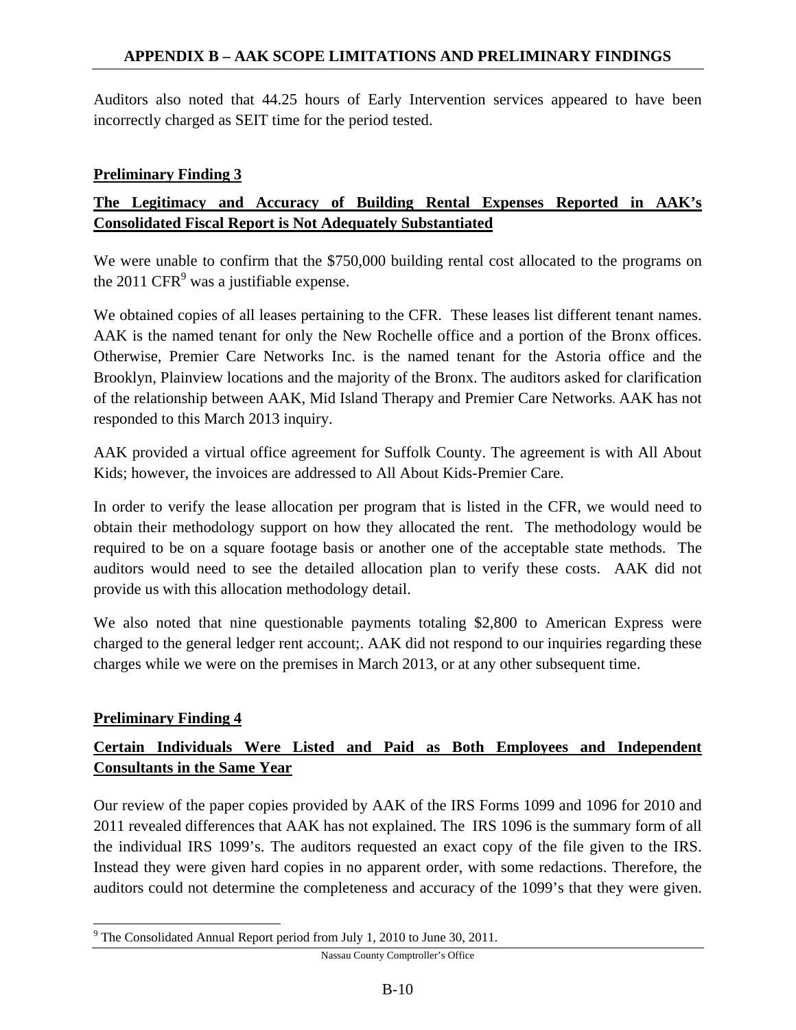Auditors also noted that 44.25 hours of Early Intervention services appeared to have been incorrectly charged as SEIT time for the period tested.

### Preliminary Finding 3

### The Legitimacy and Accuracy of Building Rental Expenses Reported in AAK's Consolidated Fiscal Report is Not Adequately Substantiated

We were unable to confirm that the $750,000 building rental cost allocated to the programs on the 2011 CFR[9] was a justifiable expense.

We obtained copies of all leases pertaining to the CFR. These leases list different tenant names. AAK is the named tenant for only the New Rochelle office and a portion of the Bronx offices. Otherwise, Premier Care Networks Inc. is the named tenant for the Astoria office and the Brooklyn, Plainview locations and the majority of the Bronx. The auditors asked for clarification of the relationship between AAK, Mid Island Therapy and Premier Care Networks. AAK has not responded to this March 2013 inquiry.

AAK provided a virtual office agreement for Suffolk County. The agreement is with All About Kids; however, the invoices are addressed to All About Kids-Premier Care.

In order to verify the lease allocation per program that is listed in the CFR, we would need to obtain their methodology support on how they allocated the rent. The methodology would be required to be on a square footage basis or another one of the acceptable state methods. The auditors would need to see the detailed allocation plan to verify these costs. AAK did not provide us with this allocation methodology detail.

We also noted that nine questionable payments totaling $2,800 to American Express were charged to the general ledger rent account;. AAK did not respond to our inquiries regarding these charges while we were on the premises in March 2013, or at any other subsequent time.

### Preliminary Finding 4

### Certain Individuals Were Listed and Paid as Both Employees and Independent Consultants in the Same Year

Our review of the paper copies provided by AAK of the IRS Forms 1099 and 1096 for 2010 and 2011 revealed differences that AAK has not explained. The IRS 1096 is the summary form of all the individual IRS 1099's. The auditors requested an exact copy of the file given to the IRS. Instead they were given hard copies in no apparent order, with some redactions. Therefore, the auditors could not determine the completeness and accuracy of the 1099's that they were given.

[9] The Consolidated Annual Report period from July 1, 2010 to June 30, 2011.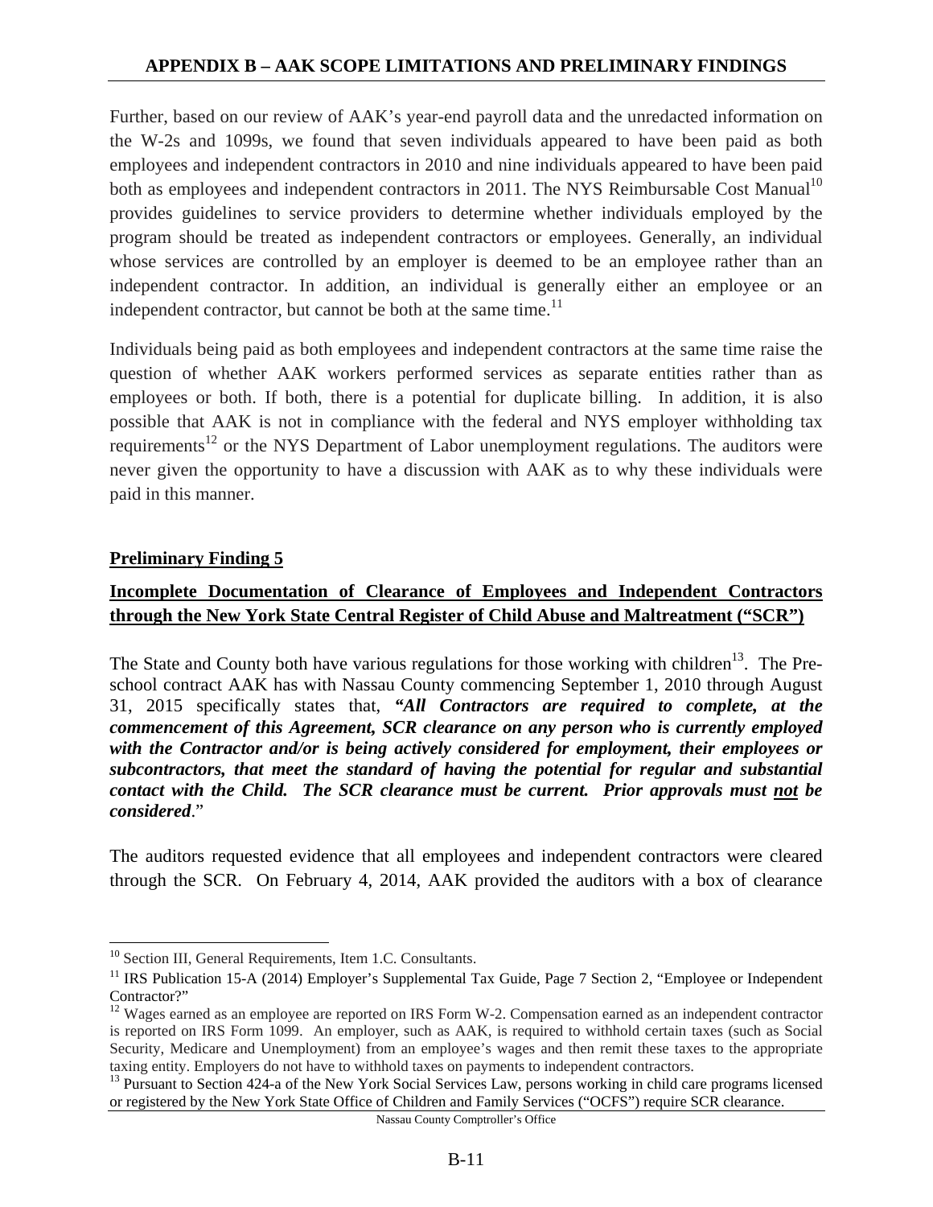Further, based on our review of AAK's year-end payroll data and the unredacted information on the W-2s and 1099s, we found that seven individuals appeared to have been paid as both employees and independent contractors in 2010 and nine individuals appeared to have been paid both as employees and independent contractors in 2011. The NYS Reimbursable Cost Manual[10] provides guidelines to service providers to determine whether individuals employed by the program should be treated as independent contractors or employees. Generally, an individual whose services are controlled by an employer is deemed to be an employee rather than an independent contractor. In addition, an individual is generally either an employee or an independent contractor, but cannot be both at the same time.[11]

Individuals being paid as both employees and independent contractors at the same time raise the question of whether AAK workers performed services as separate entities rather than as employees or both. If both, there is a potential for duplicate billing. In addition, it is also possible that AAK is not in compliance with the federal and NYS employer withholding tax requirements[12] or the NYS Department of Labor unemployment regulations. The auditors were never given the opportunity to have a discussion with AAK as to why these individuals were paid in this manner.

**Preliminary Finding 5**

**Incomplete Documentation of Clearance of Employees and Independent Contractors through the New York State Central Register of Child Abuse and Maltreatment ("SCR")**

The State and County both have various regulations for those working with children[13]. The Pre-school contract AAK has with Nassau County commencing September 1, 2010 through August 31, 2015 specifically states that, ***"All Contractors are required to complete, at the commencement of this Agreement, SCR clearance on any person who is currently employed with the Contractor and/or is being actively considered for employment, their employees or subcontractors, that meet the standard of having the potential for regular and substantial contact with the Child. The SCR clearance must be current. Prior approvals must not be considered***."

The auditors requested evidence that all employees and independent contractors were cleared through the SCR. On February 4, 2014, AAK provided the auditors with a box of clearance

---

[10] Section III, General Requirements, Item 1.C. Consultants.

[11] IRS Publication 15-A (2014) Employer's Supplemental Tax Guide, Page 7 Section 2, "Employee or Independent Contractor?"

[12] Wages earned as an employee are reported on IRS Form W-2. Compensation earned as an independent contractor is reported on IRS Form 1099. An employer, such as AAK, is required to withhold certain taxes (such as Social Security, Medicare and Unemployment) from an employee's wages and then remit these taxes to the appropriate taxing entity. Employers do not have to withhold taxes on payments to independent contractors.

[13] Pursuant to Section 424-a of the New York Social Services Law, persons working in child care programs licensed or registered by the New York State Office of Children and Family Services ("OCFS") require SCR clearance.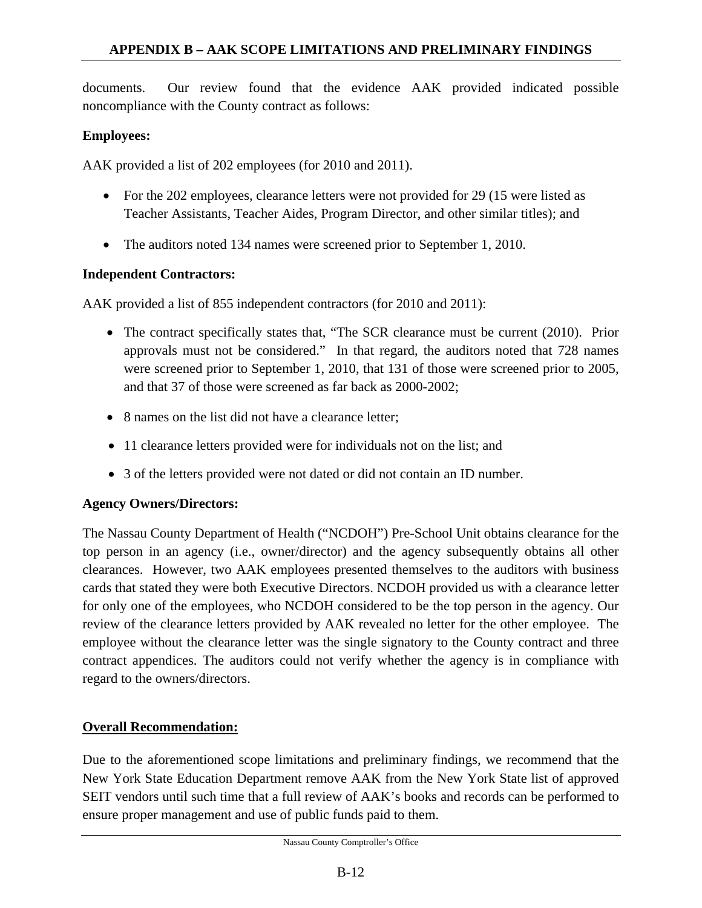documents. Our review found that the evidence AAK provided indicated possible noncompliance with the County contract as follows:

**Employees:**

AAK provided a list of 202 employees (for 2010 and 2011).

- For the 202 employees, clearance letters were not provided for 29 (15 were listed as Teacher Assistants, Teacher Aides, Program Director, and other similar titles); and
- The auditors noted 134 names were screened prior to September 1, 2010.

**Independent Contractors:**

AAK provided a list of 855 independent contractors (for 2010 and 2011):

- The contract specifically states that, "The SCR clearance must be current (2010). Prior approvals must not be considered." In that regard, the auditors noted that 728 names were screened prior to September 1, 2010, that 131 of those were screened prior to 2005, and that 37 of those were screened as far back as 2000-2002;
- 8 names on the list did not have a clearance letter;
- 11 clearance letters provided were for individuals not on the list; and
- 3 of the letters provided were not dated or did not contain an ID number.

**Agency Owners/Directors:**

The Nassau County Department of Health ("NCDOH") Pre-School Unit obtains clearance for the top person in an agency (i.e., owner/director) and the agency subsequently obtains all other clearances. However, two AAK employees presented themselves to the auditors with business cards that stated they were both Executive Directors. NCDOH provided us with a clearance letter for only one of the employees, who NCDOH considered to be the top person in the agency. Our review of the clearance letters provided by AAK revealed no letter for the other employee. The employee without the clearance letter was the single signatory to the County contract and three contract appendices. The auditors could not verify whether the agency is in compliance with regard to the owners/directors.

**Overall Recommendation:**

Due to the aforementioned scope limitations and preliminary findings, we recommend that the New York State Education Department remove AAK from the New York State list of approved SEIT vendors until such time that a full review of AAK's books and records can be performed to ensure proper management and use of public funds paid to them.